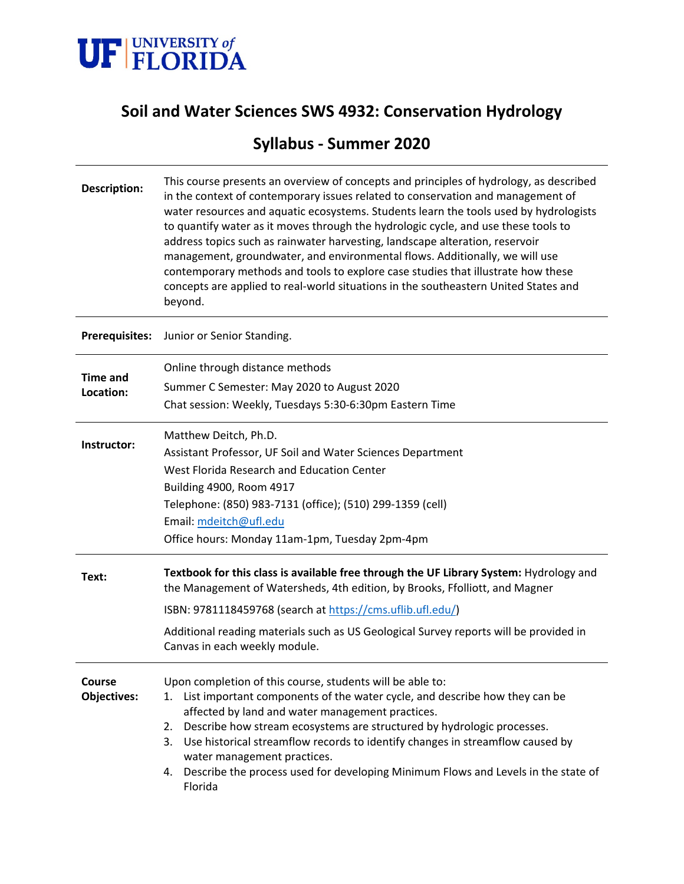UF | UNIVERSITY of FLORIDA

# Soil and Water Sciences SWS 4932: Conservation Hydrology

## Syllabus - Summer 2020

**Description:** This course presents an overview of concepts and principles of hydrology, as described in the context of contemporary issues related to conservation and management of water resources and aquatic ecosystems. Students learn the tools used by hydrologists to quantify water as it moves through the hydrologic cycle, and use these tools to address topics such as rainwater harvesting, landscape alteration, reservoir management, groundwater, and environmental flows. Additionally, we will use contemporary methods and tools to explore case studies that illustrate how these concepts are applied to real-world situations in the southeastern United States and beyond.

**Prerequisites:** Junior or Senior Standing.

**Time and Location:**
Online through distance methods
Summer C Semester: May 2020 to August 2020
Chat session: Weekly, Tuesdays 5:30-6:30pm Eastern Time

**Instructor:**
Matthew Deitch, Ph.D.
Assistant Professor, UF Soil and Water Sciences Department
West Florida Research and Education Center
Building 4900, Room 4917
Telephone: (850) 983-7131 (office); (510) 299-1359 (cell)
Email: mdeitch@ufl.edu
Office hours: Monday 11am-1pm, Tuesday 2pm-4pm

**Text:** **Textbook for this class is available free through the UF Library System:** Hydrology and the Management of Watersheds, 4th edition, by Brooks, Ffolliott, and Magner

ISBN: 9781118459768 (search at https://cms.uflib.ufl.edu/)

Additional reading materials such as US Geological Survey reports will be provided in Canvas in each weekly module.

**Course Objectives:** Upon completion of this course, students will be able to:

1. List important components of the water cycle, and describe how they can be affected by land and water management practices.
2. Describe how stream ecosystems are structured by hydrologic processes.
3. Use historical streamflow records to identify changes in streamflow caused by water management practices.
4. Describe the process used for developing Minimum Flows and Levels in the state of Florida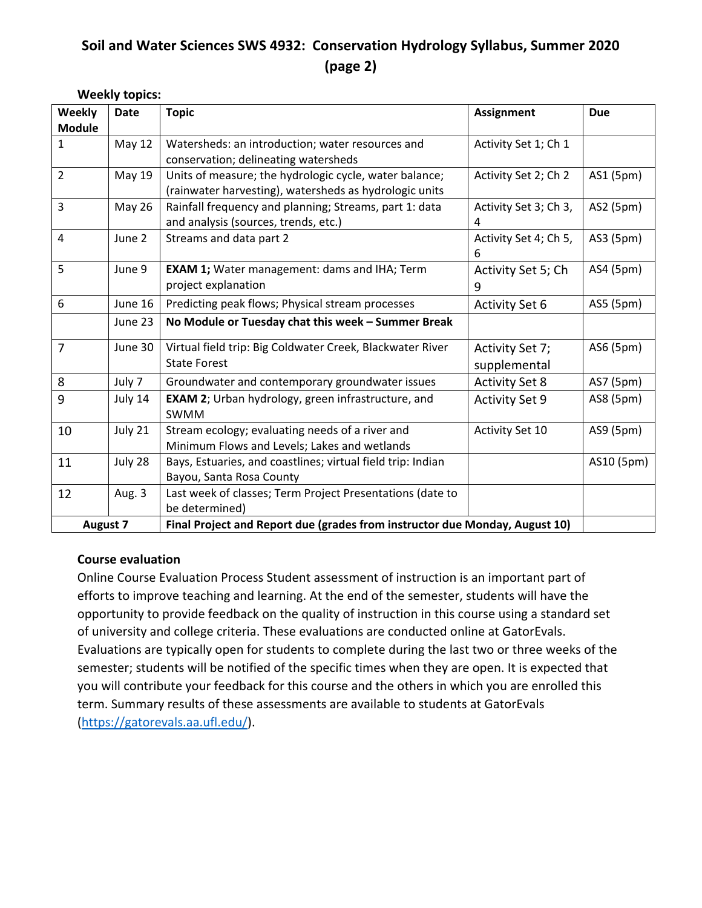# Soil and Water Sciences SWS 4932: Conservation Hydrology Syllabus, Summer 2020 (page 2)

**Weekly topics:**

| Weekly Module | Date | Topic | Assignment | Due |
|---|---|---|---|---|
| 1 | May 12 | Watersheds: an introduction; water resources and conservation; delineating watersheds | Activity Set 1; Ch 1 | |
| 2 | May 19 | Units of measure; the hydrologic cycle, water balance; (rainwater harvesting), watersheds as hydrologic units | Activity Set 2; Ch 2 | AS1 (5pm) |
| 3 | May 26 | Rainfall frequency and planning; Streams, part 1: data and analysis (sources, trends, etc.) | Activity Set 3; Ch 3, 4 | AS2 (5pm) |
| 4 | June 2 | Streams and data part 2 | Activity Set 4; Ch 5, 6 | AS3 (5pm) |
| 5 | June 9 | **EXAM 1;** Water management: dams and IHA; Term project explanation | Activity Set 5; Ch 9 | AS4 (5pm) |
| 6 | June 16 | Predicting peak flows; Physical stream processes | Activity Set 6 | AS5 (5pm) |
| | June 23 | **No Module or Tuesday chat this week – Summer Break** | | |
| 7 | June 30 | Virtual field trip: Big Coldwater Creek, Blackwater River State Forest | Activity Set 7; supplemental | AS6 (5pm) |
| 8 | July 7 | Groundwater and contemporary groundwater issues | Activity Set 8 | AS7 (5pm) |
| 9 | July 14 | **EXAM 2**; Urban hydrology, green infrastructure, and SWMM | Activity Set 9 | AS8 (5pm) |
| 10 | July 21 | Stream ecology; evaluating needs of a river and Minimum Flows and Levels; Lakes and wetlands | Activity Set 10 | AS9 (5pm) |
| 11 | July 28 | Bays, Estuaries, and coastlines; virtual field trip: Indian Bayou, Santa Rosa County | | AS10 (5pm) |
| 12 | Aug. 3 | Last week of classes; Term Project Presentations (date to be determined) | | |
| **August 7** | | **Final Project and Report due (grades from instructor due Monday, August 10)** | | |

**Course evaluation**

Online Course Evaluation Process Student assessment of instruction is an important part of efforts to improve teaching and learning. At the end of the semester, students will have the opportunity to provide feedback on the quality of instruction in this course using a standard set of university and college criteria. These evaluations are conducted online at GatorEvals. Evaluations are typically open for students to complete during the last two or three weeks of the semester; students will be notified of the specific times when they are open. It is expected that you will contribute your feedback for this course and the others in which you are enrolled this term. Summary results of these assessments are available to students at GatorEvals (https://gatorevals.aa.ufl.edu/).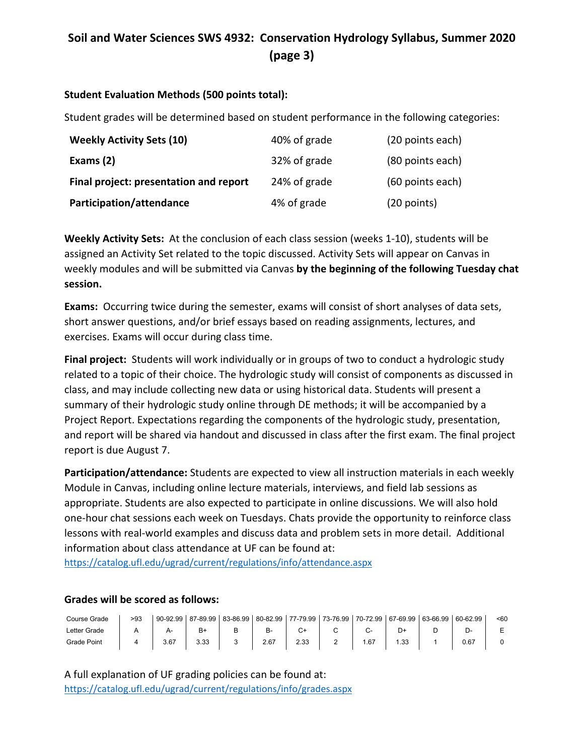# Soil and Water Sciences SWS 4932: Conservation Hydrology Syllabus, Summer 2020 (page 3)

**Student Evaluation Methods (500 points total):**

Student grades will be determined based on student performance in the following categories:

| | | |
|---|---|---|
| **Weekly Activity Sets (10)** | 40% of grade | (20 points each) |
| **Exams (2)** | 32% of grade | (80 points each) |
| **Final project: presentation and report** | 24% of grade | (60 points each) |
| **Participation/attendance** | 4% of grade | (20 points) |

**Weekly Activity Sets:** At the conclusion of each class session (weeks 1-10), students will be assigned an Activity Set related to the topic discussed. Activity Sets will appear on Canvas in weekly modules and will be submitted via Canvas **by the beginning of the following Tuesday chat session.**

**Exams:** Occurring twice during the semester, exams will consist of short analyses of data sets, short answer questions, and/or brief essays based on reading assignments, lectures, and exercises. Exams will occur during class time.

**Final project:** Students will work individually or in groups of two to conduct a hydrologic study related to a topic of their choice. The hydrologic study will consist of components as discussed in class, and may include collecting new data or using historical data. Students will present a summary of their hydrologic study online through DE methods; it will be accompanied by a Project Report. Expectations regarding the components of the hydrologic study, presentation, and report will be shared via handout and discussed in class after the first exam. The final project report is due August 7.

**Participation/attendance:** Students are expected to view all instruction materials in each weekly Module in Canvas, including online lecture materials, interviews, and field lab sessions as appropriate. Students are also expected to participate in online discussions. We will also hold one-hour chat sessions each week on Tuesdays. Chats provide the opportunity to reinforce class lessons with real-world examples and discuss data and problem sets in more detail. Additional information about class attendance at UF can be found at: https://catalog.ufl.edu/ugrad/current/regulations/info/attendance.aspx

**Grades will be scored as follows:**

| Course Grade | >93 | 90-92.99 | 87-89.99 | 83-86.99 | 80-82.99 | 77-79.99 | 73-76.99 | 70-72.99 | 67-69.99 | 63-66.99 | 60-62.99 | <60 |
|---|---|---|---|---|---|---|---|---|---|---|---|---|
| Letter Grade | A | A- | B+ | B | B- | C+ | C | C- | D+ | D | D- | E |
| Grade Point | 4 | 3.67 | 3.33 | 3 | 2.67 | 2.33 | 2 | 1.67 | 1.33 | 1 | 0.67 | 0 |

A full explanation of UF grading policies can be found at: https://catalog.ufl.edu/ugrad/current/regulations/info/grades.aspx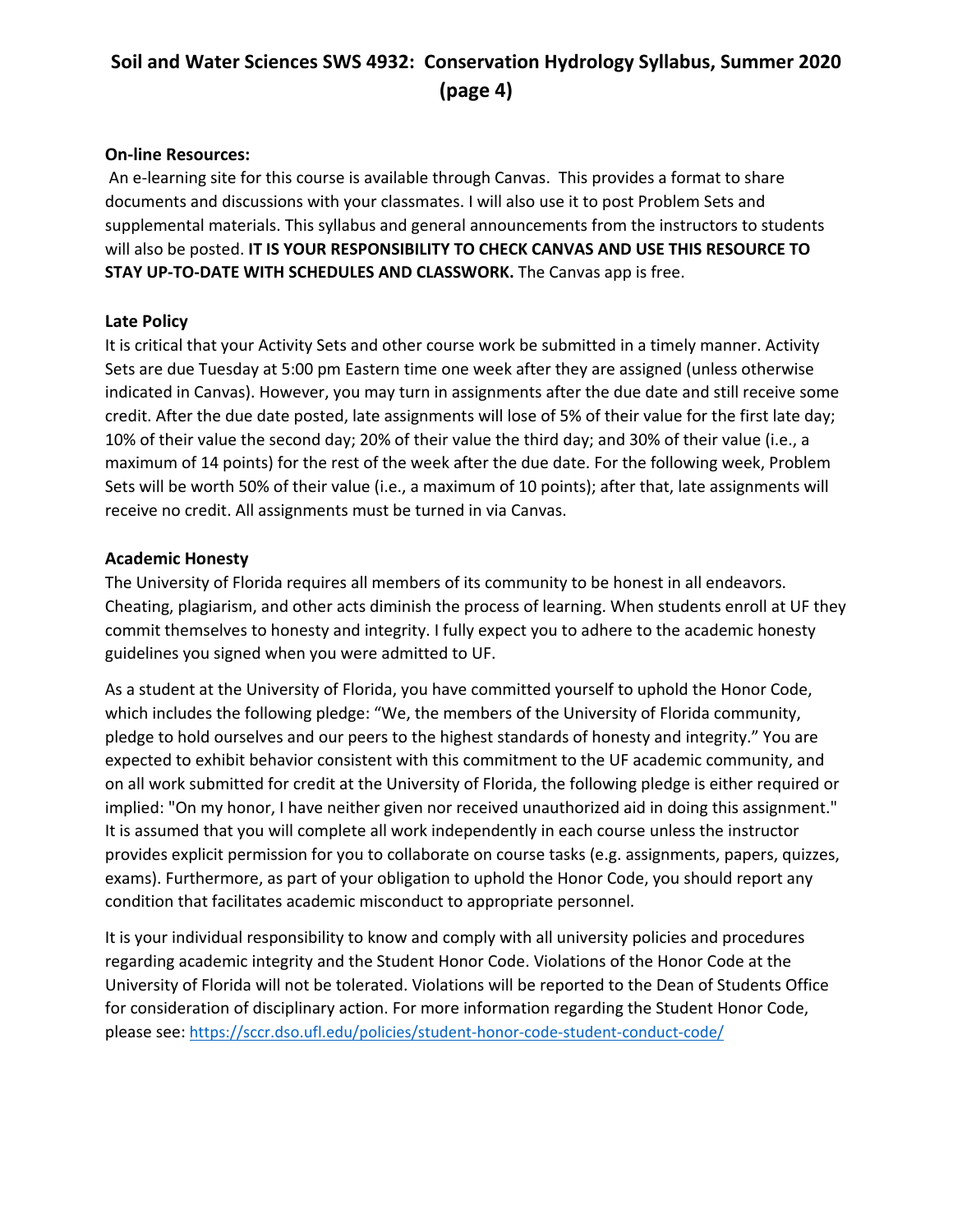# Soil and Water Sciences SWS 4932: Conservation Hydrology Syllabus, Summer 2020 (page 4)

**On-line Resources:**

An e-learning site for this course is available through Canvas. This provides a format to share documents and discussions with your classmates. I will also use it to post Problem Sets and supplemental materials. This syllabus and general announcements from the instructors to students will also be posted. **IT IS YOUR RESPONSIBILITY TO CHECK CANVAS AND USE THIS RESOURCE TO STAY UP-TO-DATE WITH SCHEDULES AND CLASSWORK.** The Canvas app is free.

**Late Policy**

It is critical that your Activity Sets and other course work be submitted in a timely manner. Activity Sets are due Tuesday at 5:00 pm Eastern time one week after they are assigned (unless otherwise indicated in Canvas). However, you may turn in assignments after the due date and still receive some credit. After the due date posted, late assignments will lose of 5% of their value for the first late day; 10% of their value the second day; 20% of their value the third day; and 30% of their value (i.e., a maximum of 14 points) for the rest of the week after the due date. For the following week, Problem Sets will be worth 50% of their value (i.e., a maximum of 10 points); after that, late assignments will receive no credit. All assignments must be turned in via Canvas.

**Academic Honesty**

The University of Florida requires all members of its community to be honest in all endeavors. Cheating, plagiarism, and other acts diminish the process of learning. When students enroll at UF they commit themselves to honesty and integrity. I fully expect you to adhere to the academic honesty guidelines you signed when you were admitted to UF.

As a student at the University of Florida, you have committed yourself to uphold the Honor Code, which includes the following pledge: "We, the members of the University of Florida community, pledge to hold ourselves and our peers to the highest standards of honesty and integrity." You are expected to exhibit behavior consistent with this commitment to the UF academic community, and on all work submitted for credit at the University of Florida, the following pledge is either required or implied: "On my honor, I have neither given nor received unauthorized aid in doing this assignment." It is assumed that you will complete all work independently in each course unless the instructor provides explicit permission for you to collaborate on course tasks (e.g. assignments, papers, quizzes, exams). Furthermore, as part of your obligation to uphold the Honor Code, you should report any condition that facilitates academic misconduct to appropriate personnel.

It is your individual responsibility to know and comply with all university policies and procedures regarding academic integrity and the Student Honor Code. Violations of the Honor Code at the University of Florida will not be tolerated. Violations will be reported to the Dean of Students Office for consideration of disciplinary action. For more information regarding the Student Honor Code, please see: https://sccr.dso.ufl.edu/policies/student-honor-code-student-conduct-code/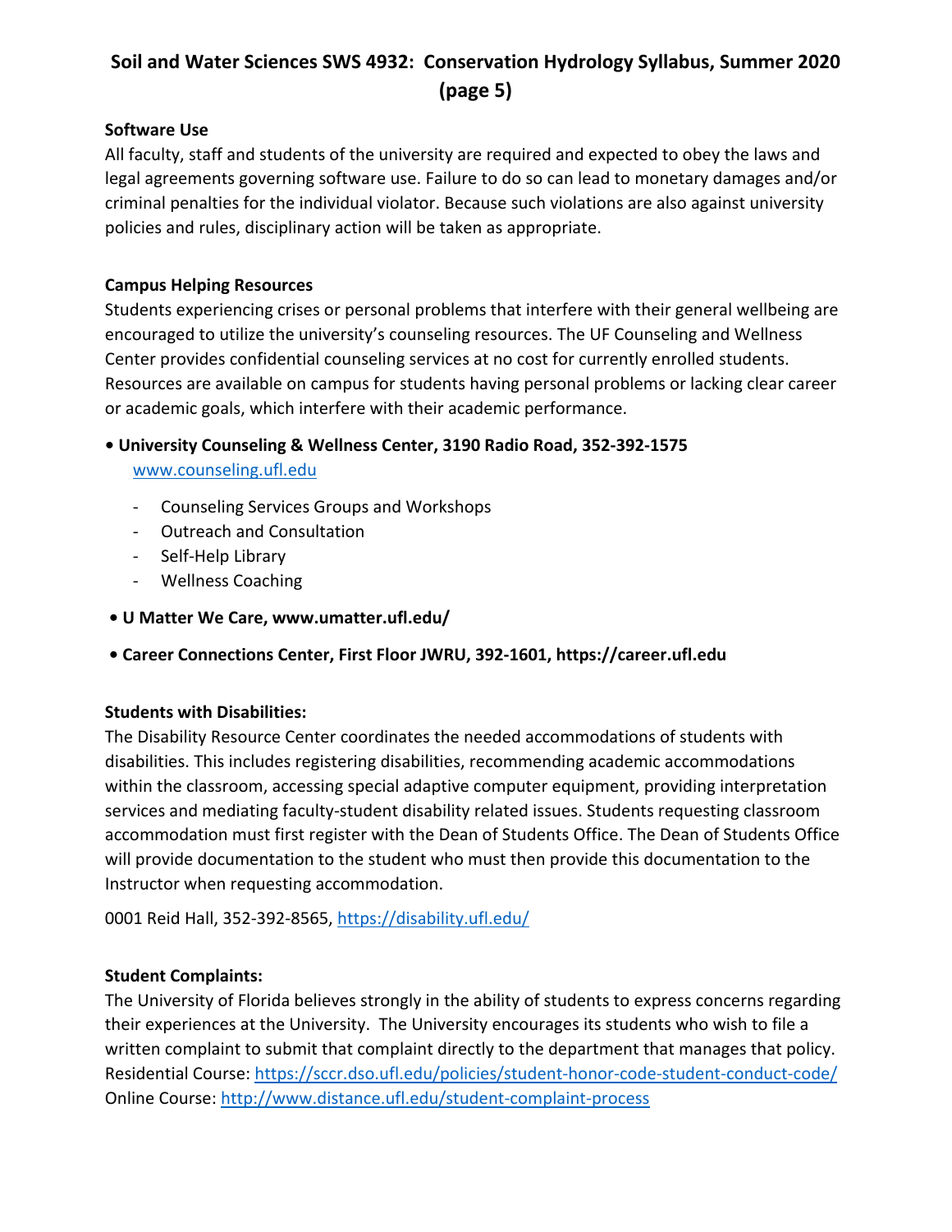# Soil and Water Sciences SWS 4932: Conservation Hydrology Syllabus, Summer 2020 (page 5)

**Software Use**

All faculty, staff and students of the university are required and expected to obey the laws and legal agreements governing software use. Failure to do so can lead to monetary damages and/or criminal penalties for the individual violator. Because such violations are also against university policies and rules, disciplinary action will be taken as appropriate.

**Campus Helping Resources**

Students experiencing crises or personal problems that interfere with their general wellbeing are encouraged to utilize the university's counseling resources. The UF Counseling and Wellness Center provides confidential counseling services at no cost for currently enrolled students. Resources are available on campus for students having personal problems or lacking clear career or academic goals, which interfere with their academic performance.

- **University Counseling & Wellness Center, 3190 Radio Road, 352-392-1575**
  www.counseling.ufl.edu
  - Counseling Services Groups and Workshops
  - Outreach and Consultation
  - Self-Help Library
  - Wellness Coaching
- **U Matter We Care, www.umatter.ufl.edu/**
- **Career Connections Center, First Floor JWRU, 392-1601, https://career.ufl.edu**

**Students with Disabilities:**

The Disability Resource Center coordinates the needed accommodations of students with disabilities. This includes registering disabilities, recommending academic accommodations within the classroom, accessing special adaptive computer equipment, providing interpretation services and mediating faculty-student disability related issues. Students requesting classroom accommodation must first register with the Dean of Students Office. The Dean of Students Office will provide documentation to the student who must then provide this documentation to the Instructor when requesting accommodation.

0001 Reid Hall, 352-392-8565, https://disability.ufl.edu/

**Student Complaints:**

The University of Florida believes strongly in the ability of students to express concerns regarding their experiences at the University. The University encourages its students who wish to file a written complaint to submit that complaint directly to the department that manages that policy.
Residential Course: https://sccr.dso.ufl.edu/policies/student-honor-code-student-conduct-code/
Online Course: http://www.distance.ufl.edu/student-complaint-process